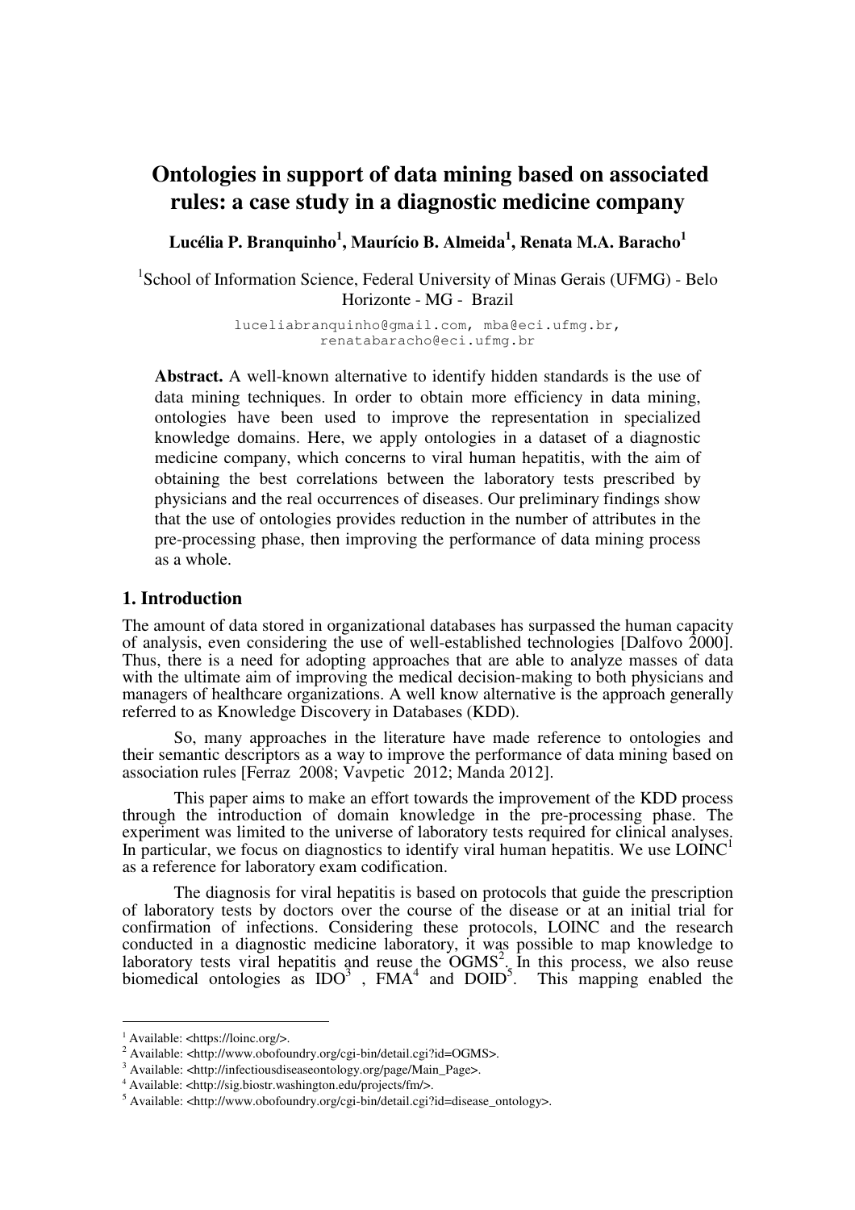# Ontologies in support of data mining based on associated rules: a case study in a diagnostic medicine company

**Lucélia P. Branquinho[1], Maurício B. Almeida[1], Renata M.A. Baracho[1]**

[1]School of Information Science, Federal University of Minas Gerais (UFMG) - Belo Horizonte - MG - Brazil

luceliabranquinho@gmail.com, mba@eci.ufmg.br, renatabaracho@eci.ufmg.br

**Abstract.** A well-known alternative to identify hidden standards is the use of data mining techniques. In order to obtain more efficiency in data mining, ontologies have been used to improve the representation in specialized knowledge domains. Here, we apply ontologies in a dataset of a diagnostic medicine company, which concerns to viral human hepatitis, with the aim of obtaining the best correlations between the laboratory tests prescribed by physicians and the real occurrences of diseases. Our preliminary findings show that the use of ontologies provides reduction in the number of attributes in the pre-processing phase, then improving the performance of data mining process as a whole.

## 1. Introduction

The amount of data stored in organizational databases has surpassed the human capacity of analysis, even considering the use of well-established technologies [Dalfovo 2000]. Thus, there is a need for adopting approaches that are able to analyze masses of data with the ultimate aim of improving the medical decision-making to both physicians and managers of healthcare organizations. A well know alternative is the approach generally referred to as Knowledge Discovery in Databases (KDD).

So, many approaches in the literature have made reference to ontologies and their semantic descriptors as a way to improve the performance of data mining based on association rules [Ferraz 2008; Vavpetic 2012; Manda 2012].

This paper aims to make an effort towards the improvement of the KDD process through the introduction of domain knowledge in the pre-processing phase. The experiment was limited to the universe of laboratory tests required for clinical analyses. In particular, we focus on diagnostics to identify viral human hepatitis. We use LOINC[1] as a reference for laboratory exam codification.

The diagnosis for viral hepatitis is based on protocols that guide the prescription of laboratory tests by doctors over the course of the disease or at an initial trial for confirmation of infections. Considering these protocols, LOINC and the research conducted in a diagnostic medicine laboratory, it was possible to map knowledge to laboratory tests viral hepatitis and reuse the OGMS[2]. In this process, we also reuse biomedical ontologies as IDO[3] , FMA[4] and DOID[5]. This mapping enabled the

[1] Available: <https://loinc.org/>.

[2] Available: <http://www.obofoundry.org/cgi-bin/detail.cgi?id=OGMS>.

[3] Available: <http://infectiousdiseaseontology.org/page/Main_Page>.

[4] Available: <http://sig.biostr.washington.edu/projects/fm/>.

[5] Available: <http://www.obofoundry.org/cgi-bin/detail.cgi?id=disease_ontology>.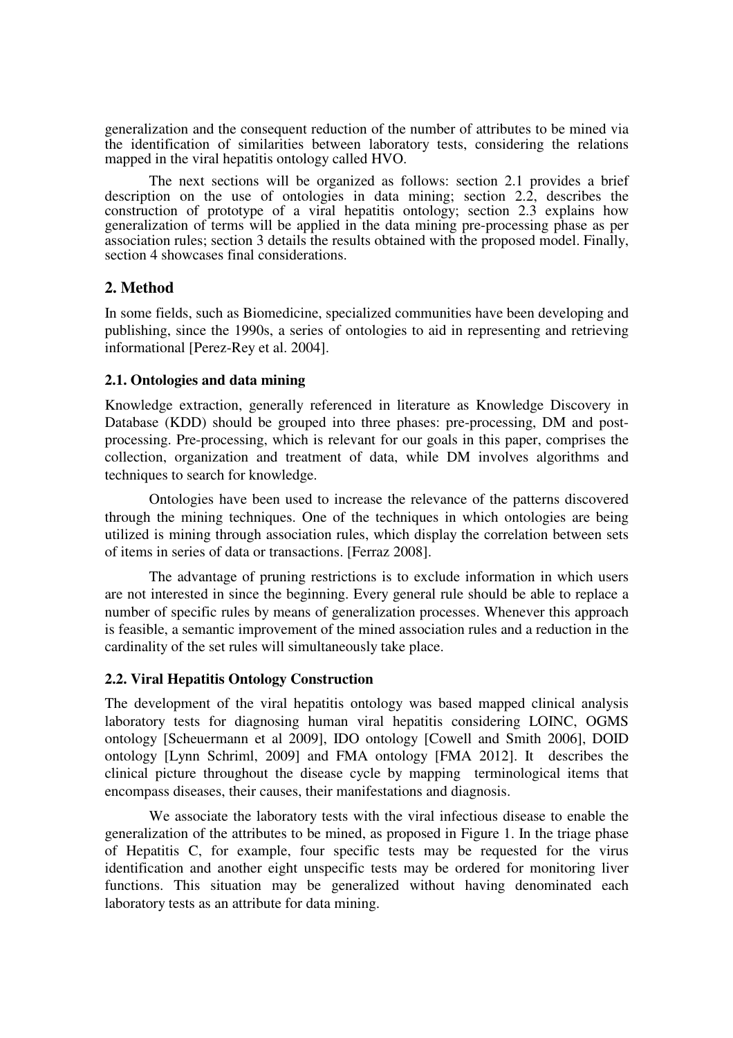generalization and the consequent reduction of the number of attributes to be mined via the identification of similarities between laboratory tests, considering the relations mapped in the viral hepatitis ontology called HVO.

The next sections will be organized as follows: section 2.1 provides a brief description on the use of ontologies in data mining; section 2.2, describes the construction of prototype of a viral hepatitis ontology; section 2.3 explains how generalization of terms will be applied in the data mining pre-processing phase as per association rules; section 3 details the results obtained with the proposed model. Finally, section 4 showcases final considerations.

## 2. Method

In some fields, such as Biomedicine, specialized communities have been developing and publishing, since the 1990s, a series of ontologies to aid in representing and retrieving informational [Perez-Rey et al. 2004].

### 2.1. Ontologies and data mining

Knowledge extraction, generally referenced in literature as Knowledge Discovery in Database (KDD) should be grouped into three phases: pre-processing, DM and post-processing. Pre-processing, which is relevant for our goals in this paper, comprises the collection, organization and treatment of data, while DM involves algorithms and techniques to search for knowledge.

Ontologies have been used to increase the relevance of the patterns discovered through the mining techniques. One of the techniques in which ontologies are being utilized is mining through association rules, which display the correlation between sets of items in series of data or transactions. [Ferraz 2008].

The advantage of pruning restrictions is to exclude information in which users are not interested in since the beginning. Every general rule should be able to replace a number of specific rules by means of generalization processes. Whenever this approach is feasible, a semantic improvement of the mined association rules and a reduction in the cardinality of the set rules will simultaneously take place.

### 2.2. Viral Hepatitis Ontology Construction

The development of the viral hepatitis ontology was based mapped clinical analysis laboratory tests for diagnosing human viral hepatitis considering LOINC, OGMS ontology [Scheuermann et al 2009], IDO ontology [Cowell and Smith 2006], DOID ontology [Lynn Schriml, 2009] and FMA ontology [FMA 2012]. It describes the clinical picture throughout the disease cycle by mapping terminological items that encompass diseases, their causes, their manifestations and diagnosis.

We associate the laboratory tests with the viral infectious disease to enable the generalization of the attributes to be mined, as proposed in Figure 1. In the triage phase of Hepatitis C, for example, four specific tests may be requested for the virus identification and another eight unspecific tests may be ordered for monitoring liver functions. This situation may be generalized without having denominated each laboratory tests as an attribute for data mining.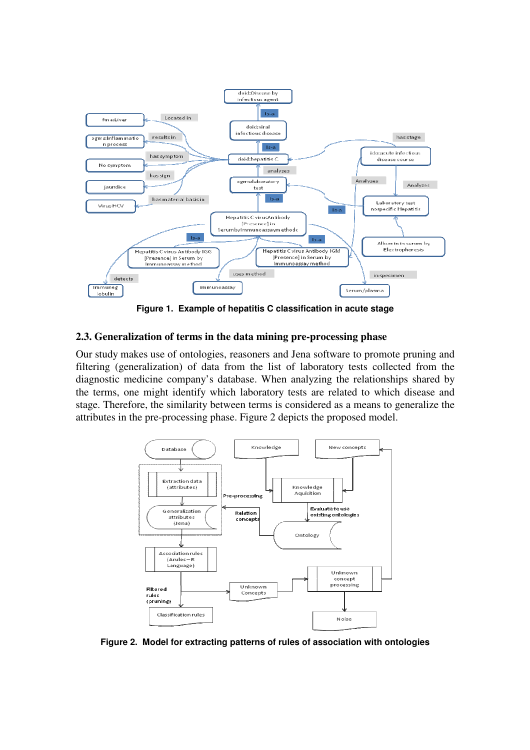Figure 1. Example of hepatitis C classification in acute stage

### 2.3. Generalization of terms in the data mining pre-processing phase

Our study makes use of ontologies, reasoners and Jena software to promote pruning and filtering (generalization) of data from the list of laboratory tests collected from the diagnostic medicine company's database. When analyzing the relationships shared by the terms, one might identify which laboratory tests are related to which disease and stage. Therefore, the similarity between terms is considered as a means to generalize the attributes in the pre-processing phase. Figure 2 depicts the proposed model.

Figure 2. Model for extracting patterns of rules of association with ontologies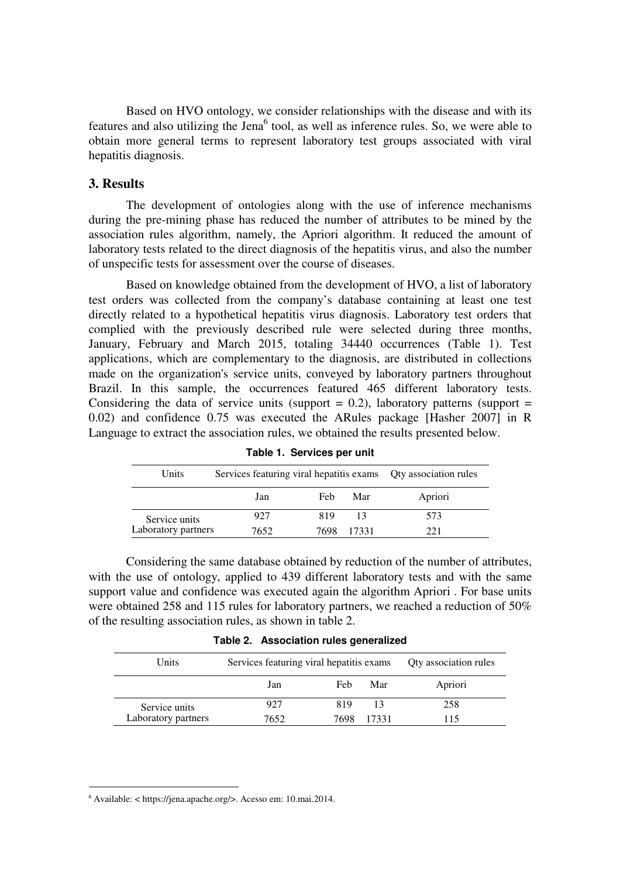Based on HVO ontology, we consider relationships with the disease and with its features and also utilizing the Jena[6] tool, as well as inference rules. So, we were able to obtain more general terms to represent laboratory test groups associated with viral hepatitis diagnosis.

## 3. Results

The development of ontologies along with the use of inference mechanisms during the pre-mining phase has reduced the number of attributes to be mined by the association rules algorithm, namely, the Apriori algorithm. It reduced the amount of laboratory tests related to the direct diagnosis of the hepatitis virus, and also the number of unspecific tests for assessment over the course of diseases.

Based on knowledge obtained from the development of HVO, a list of laboratory test orders was collected from the company's database containing at least one test directly related to a hypothetical hepatitis virus diagnosis. Laboratory test orders that complied with the previously described rule were selected during three months, January, February and March 2015, totaling 34440 occurrences (Table 1). Test applications, which are complementary to the diagnosis, are distributed in collections made on the organization's service units, conveyed by laboratory partners throughout Brazil. In this sample, the occurrences featured 465 different laboratory tests. Considering the data of service units (support = 0.2), laboratory patterns (support = 0.02) and confidence 0.75 was executed the ARules package [Hasher 2007] in R Language to extract the association rules, we obtained the results presented below.

**Table 1. Services per unit**

| Units | Services featuring viral hepatitis exams | | | Qty association rules |
|---|---|---|---|---|
| | Jan | Feb | Mar | Apriori |
| Service units | 927 | 819 | 13 | 573 |
| Laboratory partners | 7652 | 7698 | 17331 | 221 |

Considering the same database obtained by reduction of the number of attributes, with the use of ontology, applied to 439 different laboratory tests and with the same support value and confidence was executed again the algorithm Apriori . For base units were obtained 258 and 115 rules for laboratory partners, we reached a reduction of 50% of the resulting association rules, as shown in table 2.

**Table 2. Association rules generalized**

| Units | Services featuring viral hepatitis exams | | | Qty association rules |
|---|---|---|---|---|
| | Jan | Feb | Mar | Apriori |
| Service units | 927 | 819 | 13 | 258 |
| Laboratory partners | 7652 | 7698 | 17331 | 115 |

[6] Available: < https://jena.apache.org/>. Acesso em: 10.mai.2014.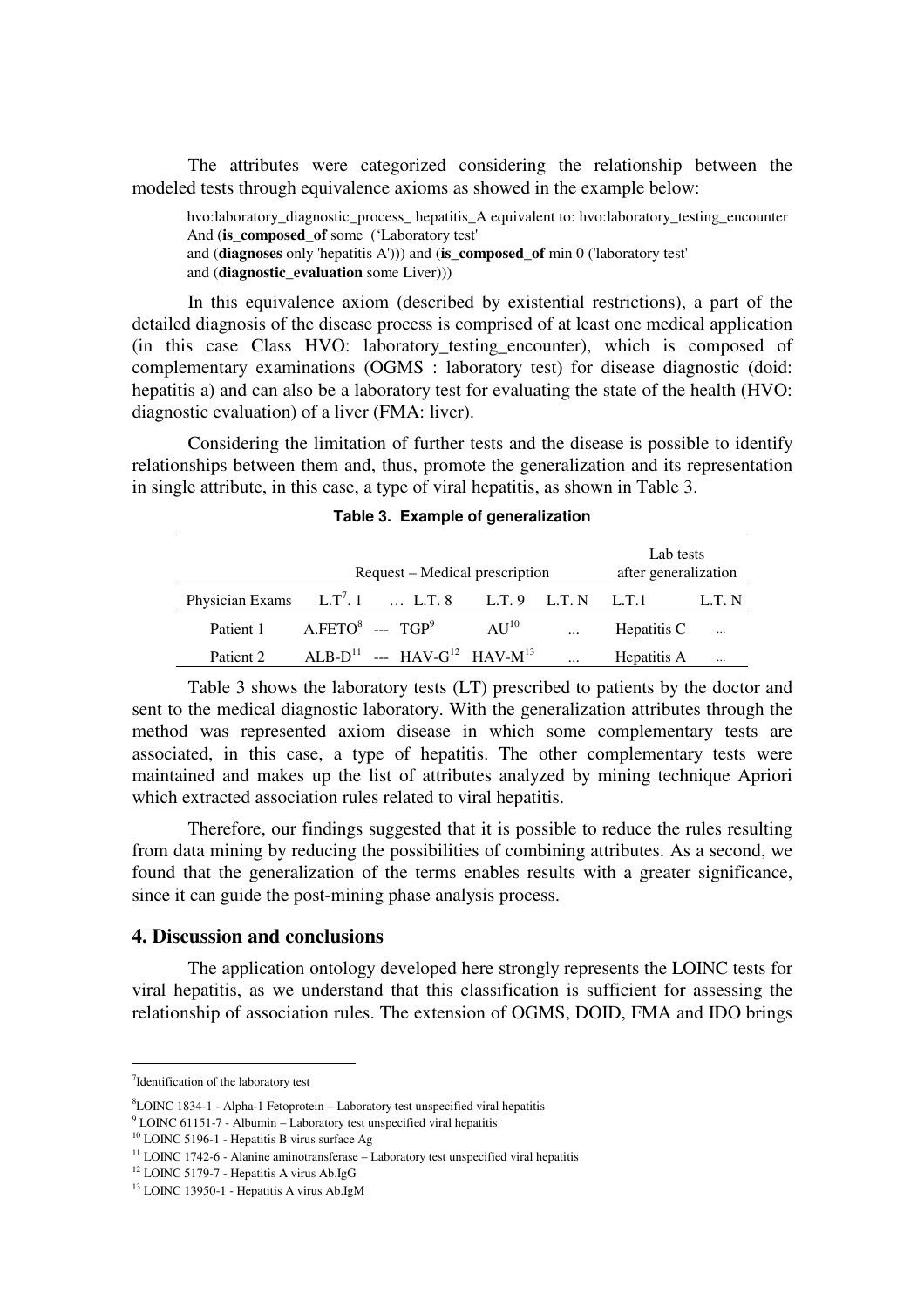The attributes were categorized considering the relationship between the modeled tests through equivalence axioms as showed in the example below:

> hvo:laboratory_diagnostic_process_ hepatitis_A equivalent to: hvo:laboratory_testing_encounter And (**is_composed_of** some ('Laboratory test' and (**diagnoses** only 'hepatitis A'))) and (**is_composed_of** min 0 ('laboratory test' and (**diagnostic_evaluation** some Liver)))

In this equivalence axiom (described by existential restrictions), a part of the detailed diagnosis of the disease process is comprised of at least one medical application (in this case Class HVO: laboratory_testing_encounter), which is composed of complementary examinations (OGMS : laboratory test) for disease diagnostic (doid: hepatitis a) and can also be a laboratory test for evaluating the state of the health (HVO: diagnostic evaluation) of a liver (FMA: liver).

Considering the limitation of further tests and the disease is possible to identify relationships between them and, thus, promote the generalization and its representation in single attribute, in this case, a type of viral hepatitis, as shown in Table 3.

**Table 3. Example of generalization**

| | Request – Medical prescription | | | | | Lab tests after generalization | |
|---|---|---|---|---|---|---|---|
| Physician Exams | L.T[7]. 1 | … L.T. 8 | L.T. 9 | L.T. N | | L.T.1 | L.T. N |
| Patient 1 | A.FETO[8] --- | TGP[9] | AU[10] | ... | | Hepatitis C | ... |
| Patient 2 | ALB-D[11] --- | HAV-G[12] | HAV-M[13] | ... | | Hepatitis A | ... |

Table 3 shows the laboratory tests (LT) prescribed to patients by the doctor and sent to the medical diagnostic laboratory. With the generalization attributes through the method was represented axiom disease in which some complementary tests are associated, in this case, a type of hepatitis. The other complementary tests were maintained and makes up the list of attributes analyzed by mining technique Apriori which extracted association rules related to viral hepatitis.

Therefore, our findings suggested that it is possible to reduce the rules resulting from data mining by reducing the possibilities of combining attributes. As a second, we found that the generalization of the terms enables results with a greater significance, since it can guide the post-mining phase analysis process.

## 4. Discussion and conclusions

The application ontology developed here strongly represents the LOINC tests for viral hepatitis, as we understand that this classification is sufficient for assessing the relationship of association rules. The extension of OGMS, DOID, FMA and IDO brings

---

[7] Identification of the laboratory test

[8] LOINC 1834-1 - Alpha-1 Fetoprotein – Laboratory test unspecified viral hepatitis

[9] LOINC 61151-7 - Albumin – Laboratory test unspecified viral hepatitis

[10] LOINC 5196-1 - Hepatitis B virus surface Ag

[11] LOINC 1742-6 - Alanine aminotransferase – Laboratory test unspecified viral hepatitis

[12] LOINC 5179-7 - Hepatitis A virus Ab.IgG

[13] LOINC 13950-1 - Hepatitis A virus Ab.IgM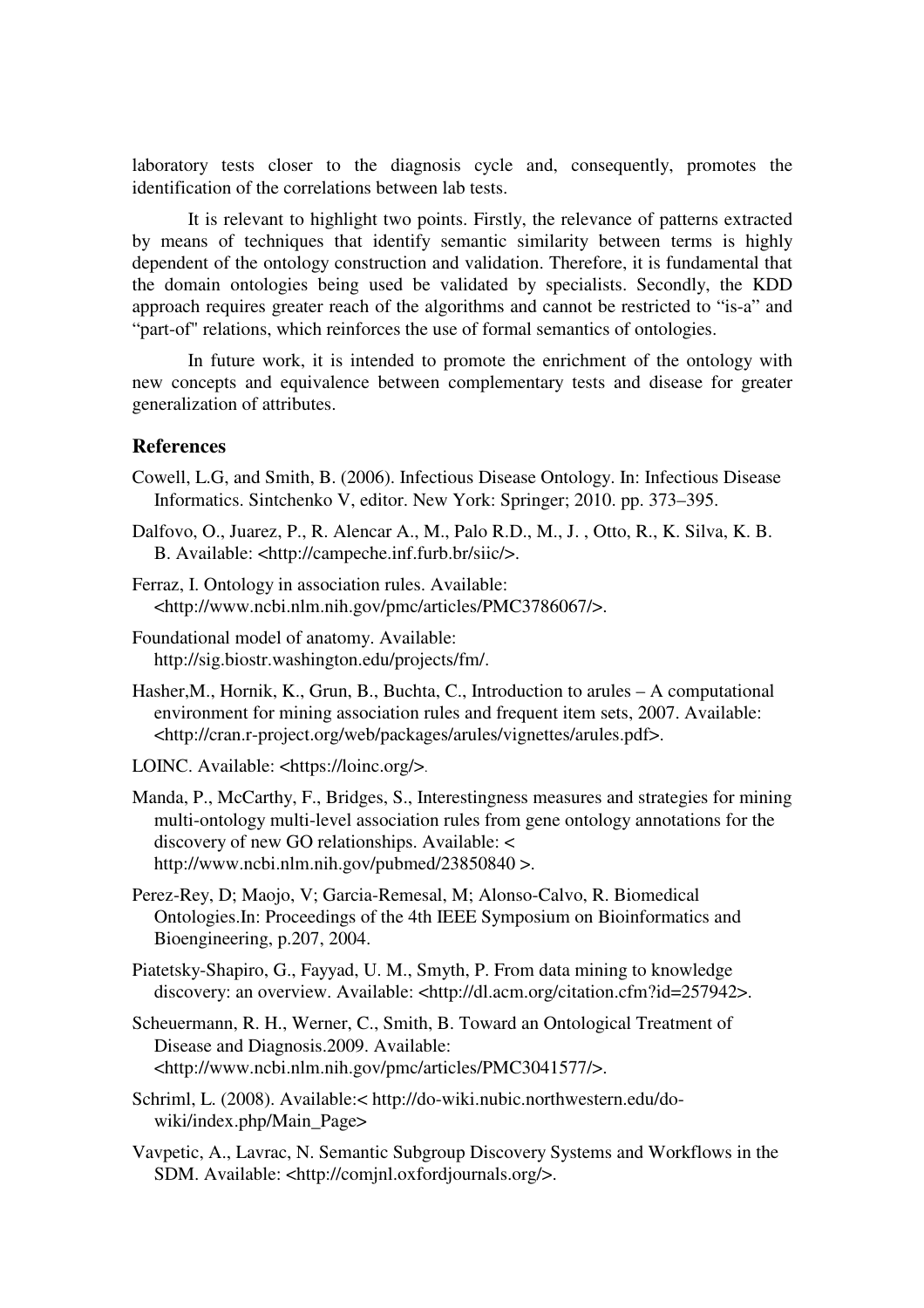laboratory tests closer to the diagnosis cycle and, consequently, promotes the identification of the correlations between lab tests.

It is relevant to highlight two points. Firstly, the relevance of patterns extracted by means of techniques that identify semantic similarity between terms is highly dependent of the ontology construction and validation. Therefore, it is fundamental that the domain ontologies being used be validated by specialists. Secondly, the KDD approach requires greater reach of the algorithms and cannot be restricted to "is-a" and "part-of" relations, which reinforces the use of formal semantics of ontologies.

In future work, it is intended to promote the enrichment of the ontology with new concepts and equivalence between complementary tests and disease for greater generalization of attributes.

## References

Cowell, L.G, and Smith, B. (2006). Infectious Disease Ontology. In: Infectious Disease Informatics. Sintchenko V, editor. New York: Springer; 2010. pp. 373–395.

Dalfovo, O., Juarez, P., R. Alencar A., M., Palo R.D., M., J. , Otto, R., K. Silva, K. B. B. Available: <http://campeche.inf.furb.br/siic/>.

Ferraz, I. Ontology in association rules. Available: <http://www.ncbi.nlm.nih.gov/pmc/articles/PMC3786067/>.

Foundational model of anatomy. Available: http://sig.biostr.washington.edu/projects/fm/.

Hasher,M., Hornik, K., Grun, B., Buchta, C., Introduction to arules – A computational environment for mining association rules and frequent item sets, 2007. Available: <http://cran.r-project.org/web/packages/arules/vignettes/arules.pdf>.

LOINC. Available: <https://loinc.org/>.

Manda, P., McCarthy, F., Bridges, S., Interestingness measures and strategies for mining multi-ontology multi-level association rules from gene ontology annotations for the discovery of new GO relationships. Available: < http://www.ncbi.nlm.nih.gov/pubmed/23850840 >.

Perez-Rey, D; Maojo, V; Garcia-Remesal, M; Alonso-Calvo, R. Biomedical Ontologies.In: Proceedings of the 4th IEEE Symposium on Bioinformatics and Bioengineering, p.207, 2004.

Piatetsky-Shapiro, G., Fayyad, U. M., Smyth, P. From data mining to knowledge discovery: an overview. Available: <http://dl.acm.org/citation.cfm?id=257942>.

Scheuermann, R. H., Werner, C., Smith, B. Toward an Ontological Treatment of Disease and Diagnosis.2009. Available: <http://www.ncbi.nlm.nih.gov/pmc/articles/PMC3041577/>.

Schriml, L. (2008). Available:< http://do-wiki.nubic.northwestern.edu/do-wiki/index.php/Main_Page>

Vavpetic, A., Lavrac, N. Semantic Subgroup Discovery Systems and Workflows in the SDM. Available: <http://comjnl.oxfordjournals.org/>.